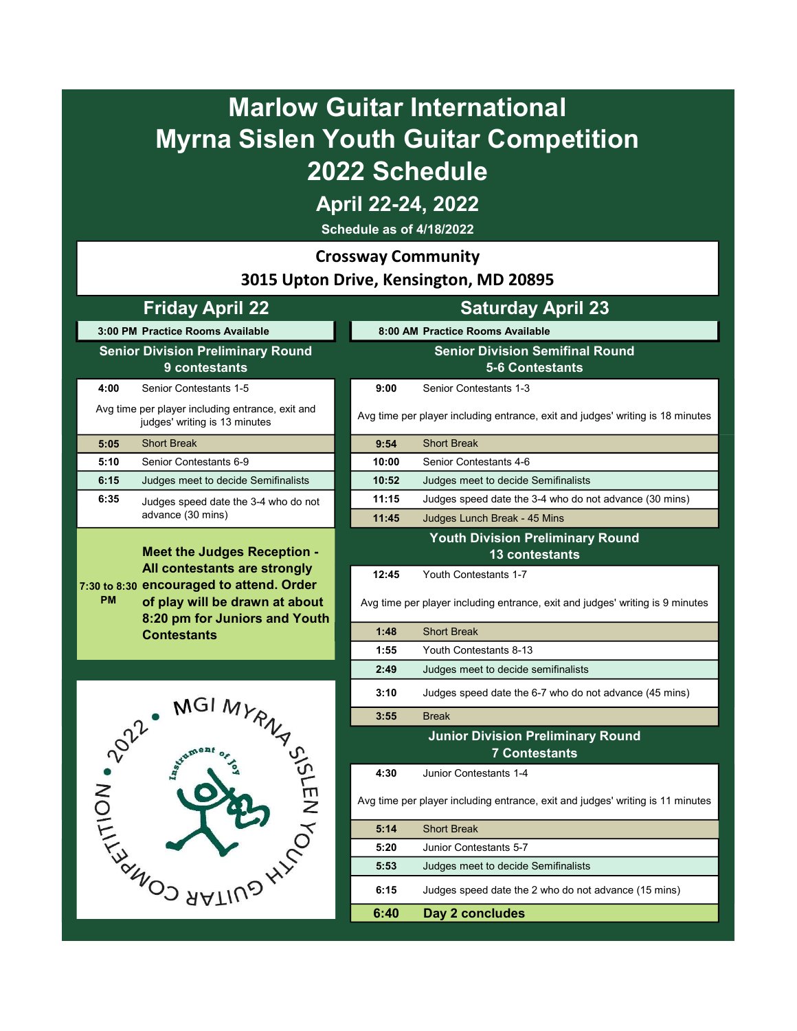# Marlow Guitar International
# Myrna Sislen Youth Guitar Competition
# 2022 Schedule

## April 22-24, 2022

**Schedule as of 4/18/2022**

**Crossway Community**

**3015 Upton Drive, Kensington, MD 20895**

## Friday April 22

**3:00 PM Practice Rooms Available**

### Senior Division Preliminary Round
**9 contestants**

| Time | Event |
|---|---|
| 4:00 | Senior Contestants 1-5 |
| | Avg time per player including entrance, exit and judges' writing is 13 minutes |
| 5:05 | Short Break |
| 5:10 | Senior Contestants 6-9 |
| 6:15 | Judges meet to decide Semifinalists |
| 6:35 | Judges speed date the 3-4 who do not advance (30 mins) |
| 7:30 to 8:30 PM | **Meet the Judges Reception - All contestants are strongly encouraged to attend. Order of play will be drawn at about 8:20 pm for Juniors and Youth Contestants** |

MGI MYRNA SISLEN YOUTH GUITAR COMPETITION • 2022 • Instrument of Joy

## Saturday April 23

**8:00 AM Practice Rooms Available**

### Senior Division Semifinal Round
**5-6 Contestants**

| Time | Event |
|---|---|
| 9:00 | Senior Contestants 1-3 |
| | Avg time per player including entrance, exit and judges' writing is 18 minutes |
| 9:54 | Short Break |
| 10:00 | Senior Contestants 4-6 |
| 10:52 | Judges meet to decide Semifinalists |
| 11:15 | Judges speed date the 3-4 who do not advance (30 mins) |
| 11:45 | Judges Lunch Break - 45 Mins |

### Youth Division Preliminary Round
**13 contestants**

| Time | Event |
|---|---|
| 12:45 | Youth Contestants 1-7 |
| | Avg time per player including entrance, exit and judges' writing is 9 minutes |
| 1:48 | Short Break |
| 1:55 | Youth Contestants 8-13 |
| 2:49 | Judges meet to decide semifinalists |
| 3:10 | Judges speed date the 6-7 who do not advance (45 mins) |
| 3:55 | Break |

### Junior Division Preliminary Round
**7 Contestants**

| Time | Event |
|---|---|
| 4:30 | Junior Contestants 1-4 |
| | Avg time per player including entrance, exit and judges' writing is 11 minutes |
| 5:14 | Short Break |
| 5:20 | Junior Contestants 5-7 |
| 5:53 | Judges meet to decide Semifinalists |
| 6:15 | Judges speed date the 2 who do not advance (15 mins) |
| **6:40** | **Day 2 concludes** |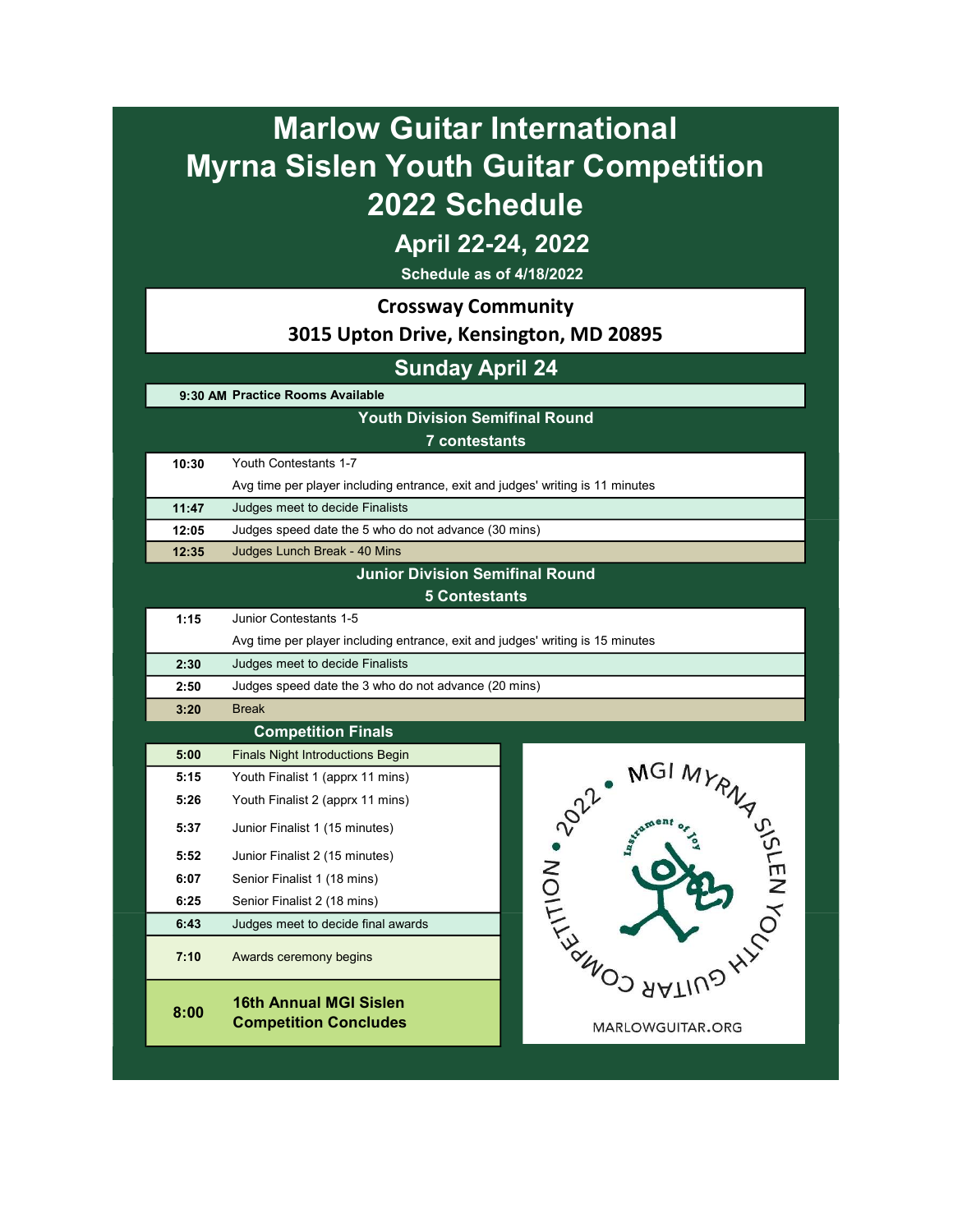# Marlow Guitar International
# Myrna Sislen Youth Guitar Competition
# 2022 Schedule

## April 22-24, 2022

**Schedule as of 4/18/2022**

**Crossway Community**
**3015 Upton Drive, Kensington, MD 20895**

## Sunday April 24

| | |
|---|---|
| **9:30 AM** | **Practice Rooms Available** |

### Youth Division Semifinal Round
**7 contestants**

| | |
|---|---|
| **10:30** | Youth Contestants 1-7 |
| | Avg time per player including entrance, exit and judges' writing is 11 minutes |
| **11:47** | Judges meet to decide Finalists |
| **12:05** | Judges speed date the 5 who do not advance (30 mins) |
| **12:35** | Judges Lunch Break - 40 Mins |

### Junior Division Semifinal Round
**5 Contestants**

| | |
|---|---|
| **1:15** | Junior Contestants 1-5 |
| | Avg time per player including entrance, exit and judges' writing is 15 minutes |
| **2:30** | Judges meet to decide Finalists |
| **2:50** | Judges speed date the 3 who do not advance (20 mins) |
| **3:20** | Break |

### Competition Finals

| | |
|---|---|
| **5:00** | Finals Night Introductions Begin |
| **5:15** | Youth Finalist 1 (apprx 11 mins) |
| **5:26** | Youth Finalist 2 (apprx 11 mins) |
| **5:37** | Junior Finalist 1 (15 minutes) |
| **5:52** | Junior Finalist 2 (15 minutes) |
| **6:07** | Senior Finalist 1 (18 mins) |
| **6:25** | Senior Finalist 2 (18 mins) |
| **6:43** | Judges meet to decide final awards |
| **7:10** | Awards ceremony begins |
| **8:00** | **16th Annual MGI Sislen Competition Concludes** |

MGI MYRNA SISLEN YOUTH GUITAR COMPETITION • 2022 •

Instrument of Joy

MARLOWGUITAR.ORG